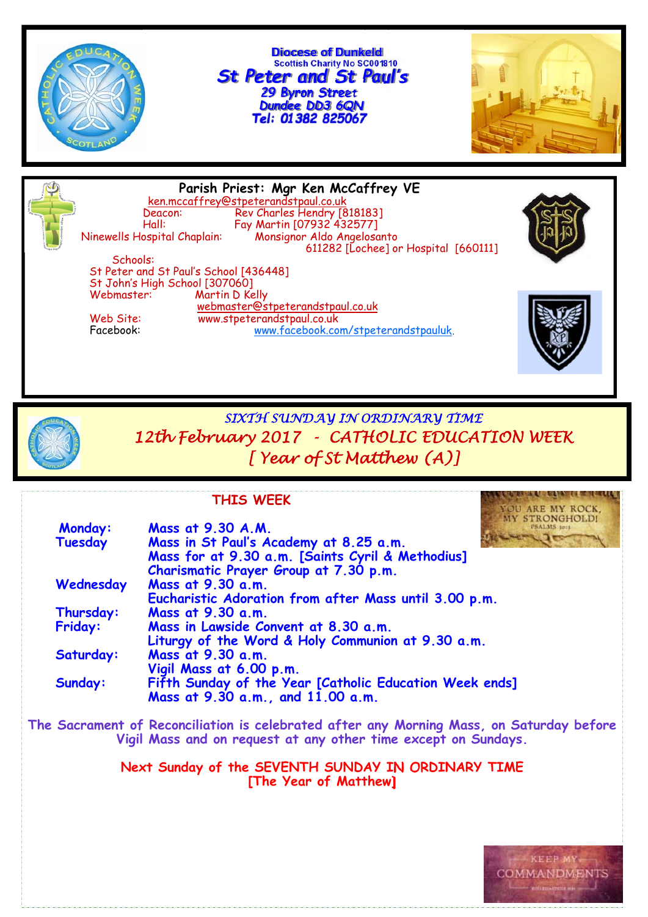# Diocese of Dunkeld

Scottish Charity No SC001810

## St Peter and St Paul's

29 Byron Street
Dundee DD3 6QN
Tel: 01382 825067

**Parish Priest: Mgr Ken McCaffrey VE**
ken.mccaffrey@stpeterandstpaul.co.uk

Deacon: Rev Charles Hendry [818183]
Hall: Fay Martin [07932 432577]
Ninewells Hospital Chaplain: Monsignor Aldo Angelosanto
611282 [Lochee] or Hospital [660111]

Schools:
St Peter and St Paul's School [436448]
St John's High School [307060]
Webmaster: Martin D Kelly
webmaster@stpeterandstpaul.co.uk
Web Site: www.stpeterandstpaul.co.uk
Facebook: www.facebook.com/stpeterandstpauluk.

## *SIXTH SUNDAY IN ORDINARY TIME*
## *12th February 2017 - CATHOLIC EDUCATION WEEK*
## *[ Year of St Matthew (A)]*

### THIS WEEK

YOU ARE MY ROCK, MY STRONGHOLD! PSALMS 10:1

| | |
|---|---|
| **Monday:** | **Mass at 9.30 A.M.** |
| **Tuesday** | **Mass in St Paul's Academy at 8.25 a.m.** |
| | **Mass for at 9.30 a.m. [Saints Cyril & Methodius]** |
| | **Charismatic Prayer Group at 7.30 p.m.** |
| **Wednesday** | **Mass at 9.30 a.m.** |
| | **Eucharistic Adoration from after Mass until 3.00 p.m.** |
| **Thursday:** | **Mass at 9.30 a.m.** |
| **Friday:** | **Mass in Lawside Convent at 8.30 a.m.** |
| | **Liturgy of the Word & Holy Communion at 9.30 a.m.** |
| **Saturday:** | **Mass at 9.30 a.m.** |
| | **Vigil Mass at 6.00 p.m.** |
| **Sunday:** | **Fifth Sunday of the Year [Catholic Education Week ends]** |
| | **Mass at 9.30 a.m., and 11.00 a.m.** |

The Sacrament of Reconciliation is celebrated after any Morning Mass, on Saturday before Vigil Mass and on request at any other time except on Sundays.

**Next Sunday of the SEVENTH SUNDAY IN ORDINARY TIME**
**[The Year of Matthew]**

KEEP MY COMMANDMENTS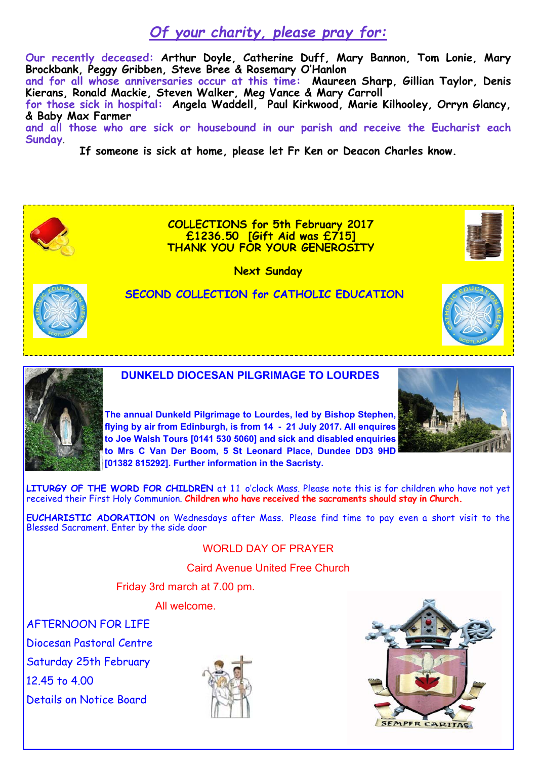## *Of your charity, please pray for:*

**Our recently deceased:** **Arthur Doyle, Catherine Duff, Mary Bannon, Tom Lonie, Mary Brockbank, Peggy Gribben, Steve Bree & Rosemary O'Hanlon**
**and for all whose anniversaries occur at this time:** **Maureen Sharp, Gillian Taylor, Denis Kierans, Ronald Mackie, Steven Walker, Meg Vance & Mary Carroll**
**for those sick in hospital:** **Angela Waddell, Paul Kirkwood, Marie Kilhooley, Orryn Glancy, & Baby Max Farmer**
**and all those who are sick or housebound in our parish and receive the Eucharist each Sunday**.

**If someone is sick at home, please let Fr Ken or Deacon Charles know.**

**COLLECTIONS for 5th February 2017**
**£1236.50 [Gift Aid was £715]**
**THANK YOU FOR YOUR GENEROSITY**

**Next Sunday**

**SECOND COLLECTION for CATHOLIC EDUCATION**

### DUNKELD DIOCESAN PILGRIMAGE TO LOURDES

**The annual Dunkeld Pilgrimage to Lourdes, led by Bishop Stephen, flying by air from Edinburgh, is from 14 - 21 July 2017. All enquires to Joe Walsh Tours [0141 530 5060] and sick and disabled enquiries to Mrs C Van Der Boom, 5 St Leonard Place, Dundee DD3 9HD [01382 815292]. Further information in the Sacristy.**

**LITURGY OF THE WORD FOR CHILDREN** at 11 o'clock Mass. Please note this is for children who have not yet received their First Holy Communion. **Children who have received the sacraments should stay in Church.**

**EUCHARISTIC ADORATION** on Wednesdays after Mass. Please find time to pay even a short visit to the Blessed Sacrament. Enter by the side door

WORLD DAY OF PRAYER

Caird Avenue United Free Church

Friday 3rd march at 7.00 pm.

All welcome.

AFTERNOON FOR LIFE

Diocesan Pastoral Centre

Saturday 25th February

12.45 to 4.00

Details on Notice Board

SEMPER CARITAS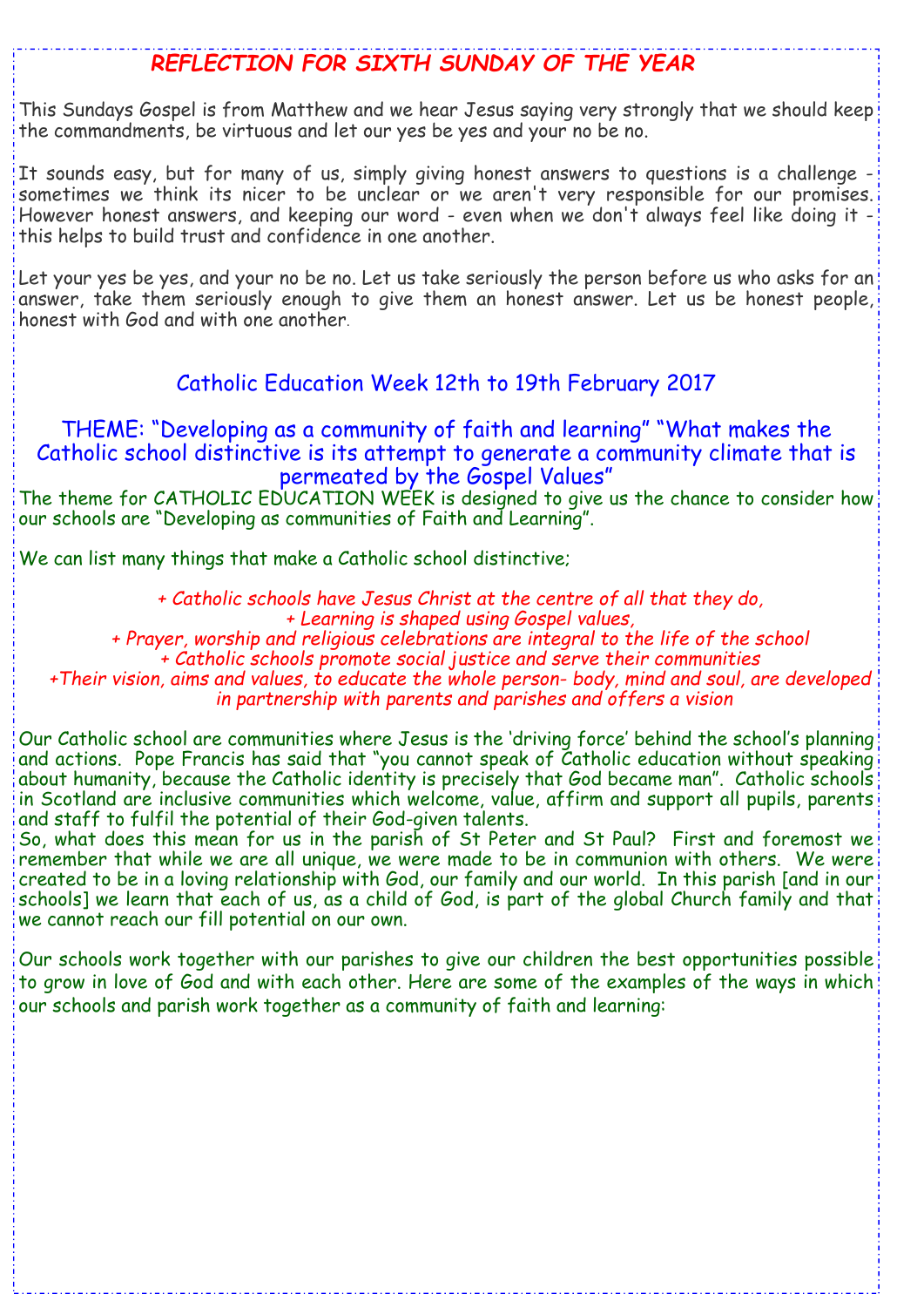## *REFLECTION FOR SIXTH SUNDAY OF THE YEAR*

This Sundays Gospel is from Matthew and we hear Jesus saying very strongly that we should keep the commandments, be virtuous and let our yes be yes and your no be no.

It sounds easy, but for many of us, simply giving honest answers to questions is a challenge - sometimes we think its nicer to be unclear or we aren't very responsible for our promises. However honest answers, and keeping our word - even when we don't always feel like doing it - this helps to build trust and confidence in one another.

Let your yes be yes, and your no be no. Let us take seriously the person before us who asks for an answer, take them seriously enough to give them an honest answer. Let us be honest people, honest with God and with one another.

## Catholic Education Week 12th to 19th February 2017

### THEME: "Developing as a community of faith and learning" "What makes the Catholic school distinctive is its attempt to generate a community climate that is permeated by the Gospel Values"

The theme for CATHOLIC EDUCATION WEEK is designed to give us the chance to consider how our schools are "Developing as communities of Faith and Learning".

We can list many things that make a Catholic school distinctive;

*+ Catholic schools have Jesus Christ at the centre of all that they do,*
*+ Learning is shaped using Gospel values,*
*+ Prayer, worship and religious celebrations are integral to the life of the school*
*+ Catholic schools promote social justice and serve their communities*
*+Their vision, aims and values, to educate the whole person- body, mind and soul, are developed in partnership with parents and parishes and offers a vision*

Our Catholic school are communities where Jesus is the 'driving force' behind the school's planning and actions. Pope Francis has said that "you cannot speak of Catholic education without speaking about humanity, because the Catholic identity is precisely that God became man". Catholic schools in Scotland are inclusive communities which welcome, value, affirm and support all pupils, parents and staff to fulfil the potential of their God-given talents.

So, what does this mean for us in the parish of St Peter and St Paul? First and foremost we remember that while we are all unique, we were made to be in communion with others. We were created to be in a loving relationship with God, our family and our world. In this parish [and in our schools] we learn that each of us, as a child of God, is part of the global Church family and that we cannot reach our fill potential on our own.

Our schools work together with our parishes to give our children the best opportunities possible to grow in love of God and with each other. Here are some of the examples of the ways in which our schools and parish work together as a community of faith and learning: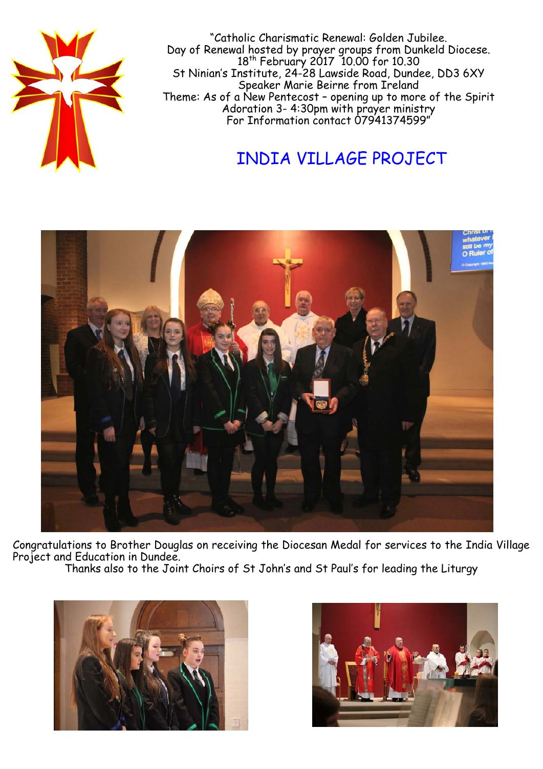"Catholic Charismatic Renewal: Golden Jubilee.
Day of Renewal hosted by prayer groups from Dunkeld Diocese.
18th February 2017 10.00 for 10.30
St Ninian's Institute, 24-28 Lawside Road, Dundee, DD3 6XY
Speaker Marie Beirne from Ireland
Theme: As of a New Pentecost – opening up to more of the Spirit
Adoration 3- 4:30pm with prayer ministry
For Information contact 07941374599"

## INDIA VILLAGE PROJECT

Congratulations to Brother Douglas on receiving the Diocesan Medal for services to the India Village Project and Education in Dundee.

Thanks also to the Joint Choirs of St John's and St Paul's for leading the Liturgy